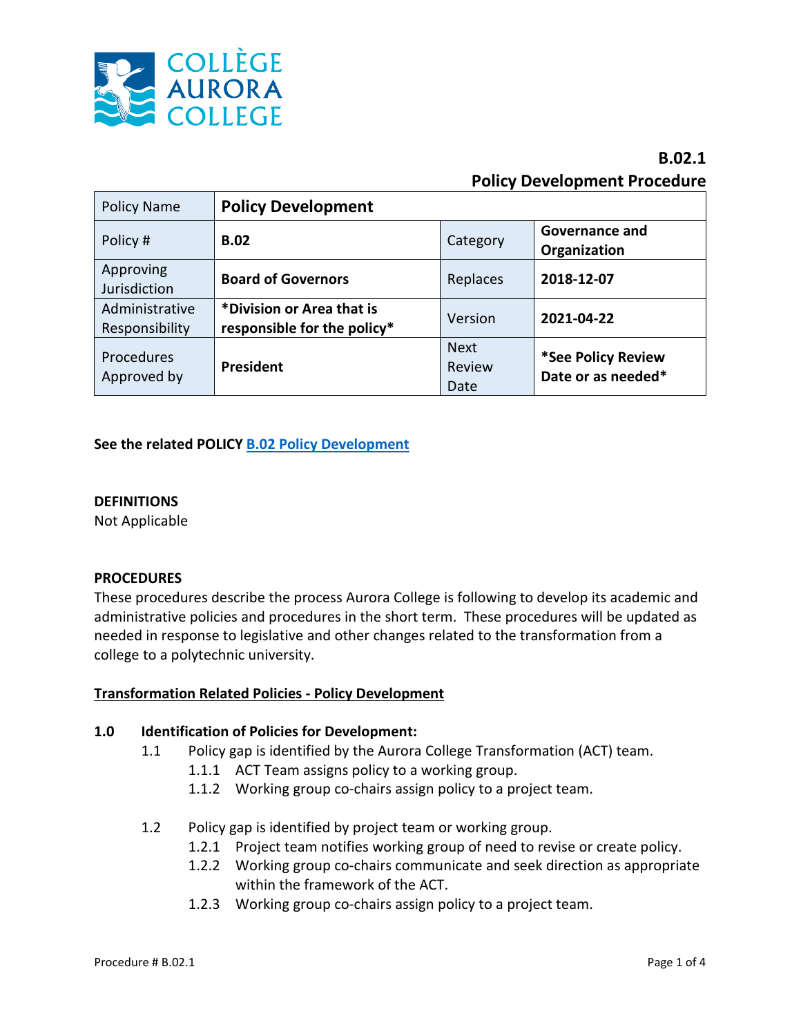# B.02.1
# Policy Development Procedure

| Policy Name | **Policy Development** | | |
|---|---|---|---|
| Policy # | **B.02** | Category | **Governance and Organization** |
| Approving Jurisdiction | **Board of Governors** | Replaces | **2018-12-07** |
| Administrative Responsibility | ***Division or Area that is responsible for the policy*** | Version | **2021-04-22** |
| Procedures Approved by | **President** | Next Review Date | ***See Policy Review Date or as needed*** |

**See the related POLICY B.02 Policy Development**

**DEFINITIONS**

Not Applicable

**PROCEDURES**

These procedures describe the process Aurora College is following to develop its academic and administrative policies and procedures in the short term. These procedures will be updated as needed in response to legislative and other changes related to the transformation from a college to a polytechnic university.

**Transformation Related Policies - Policy Development**

**1.0 Identification of Policies for Development:**

- 1.1 Policy gap is identified by the Aurora College Transformation (ACT) team.
  - 1.1.1 ACT Team assigns policy to a working group.
  - 1.1.2 Working group co-chairs assign policy to a project team.
- 1.2 Policy gap is identified by project team or working group.
  - 1.2.1 Project team notifies working group of need to revise or create policy.
  - 1.2.2 Working group co-chairs communicate and seek direction as appropriate within the framework of the ACT.
  - 1.2.3 Working group co-chairs assign policy to a project team.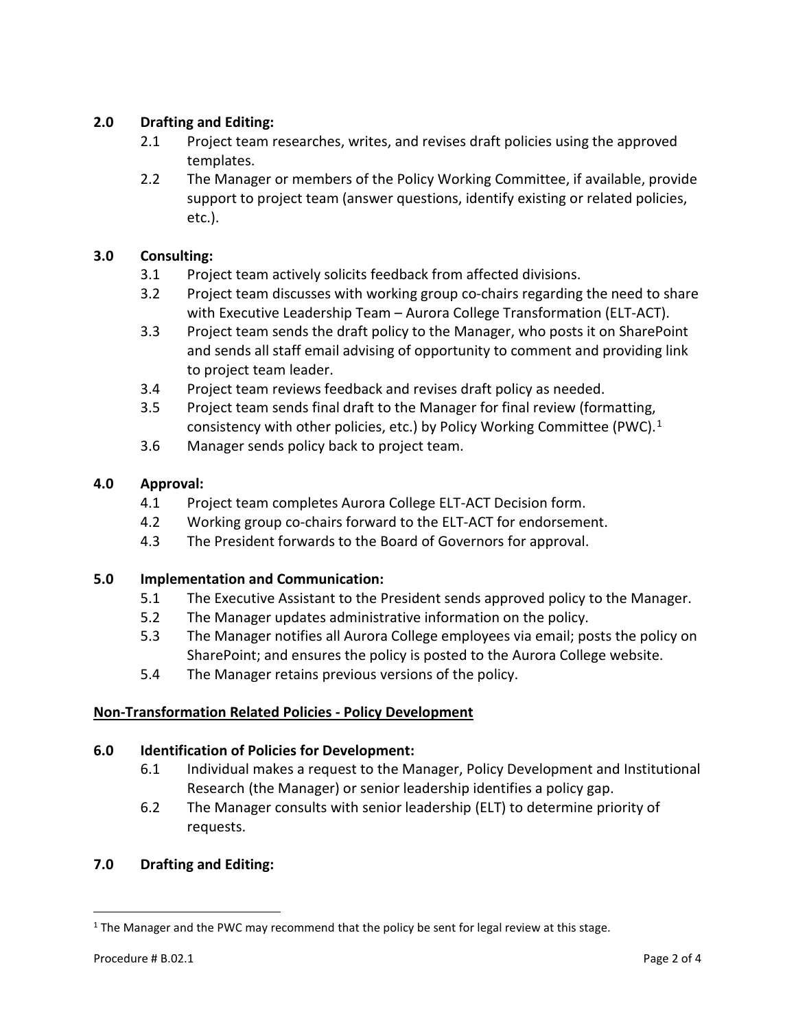**2.0 Drafting and Editing:**

2.1 Project team researches, writes, and revises draft policies using the approved templates.

2.2 The Manager or members of the Policy Working Committee, if available, provide support to project team (answer questions, identify existing or related policies, etc.).

**3.0 Consulting:**

3.1 Project team actively solicits feedback from affected divisions.

3.2 Project team discusses with working group co-chairs regarding the need to share with Executive Leadership Team – Aurora College Transformation (ELT-ACT).

3.3 Project team sends the draft policy to the Manager, who posts it on SharePoint and sends all staff email advising of opportunity to comment and providing link to project team leader.

3.4 Project team reviews feedback and revises draft policy as needed.

3.5 Project team sends final draft to the Manager for final review (formatting, consistency with other policies, etc.) by Policy Working Committee (PWC).[1]

3.6 Manager sends policy back to project team.

**4.0 Approval:**

4.1 Project team completes Aurora College ELT-ACT Decision form.

4.2 Working group co-chairs forward to the ELT-ACT for endorsement.

4.3 The President forwards to the Board of Governors for approval.

**5.0 Implementation and Communication:**

5.1 The Executive Assistant to the President sends approved policy to the Manager.

5.2 The Manager updates administrative information on the policy.

5.3 The Manager notifies all Aurora College employees via email; posts the policy on SharePoint; and ensures the policy is posted to the Aurora College website.

5.4 The Manager retains previous versions of the policy.

**Non-Transformation Related Policies - Policy Development**

**6.0 Identification of Policies for Development:**

6.1 Individual makes a request to the Manager, Policy Development and Institutional Research (the Manager) or senior leadership identifies a policy gap.

6.2 The Manager consults with senior leadership (ELT) to determine priority of requests.

**7.0 Drafting and Editing:**

[1] The Manager and the PWC may recommend that the policy be sent for legal review at this stage.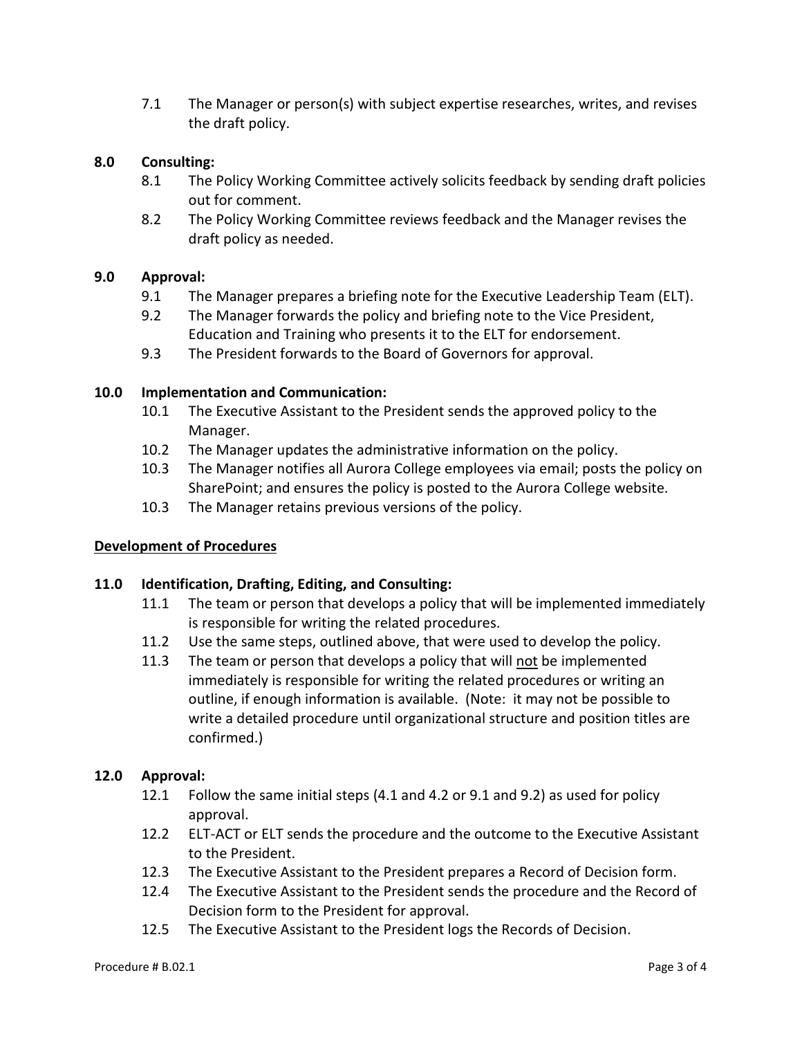7.1 The Manager or person(s) with subject expertise researches, writes, and revises the draft policy.

**8.0 Consulting:**

8.1 The Policy Working Committee actively solicits feedback by sending draft policies out for comment.

8.2 The Policy Working Committee reviews feedback and the Manager revises the draft policy as needed.

**9.0 Approval:**

9.1 The Manager prepares a briefing note for the Executive Leadership Team (ELT).

9.2 The Manager forwards the policy and briefing note to the Vice President, Education and Training who presents it to the ELT for endorsement.

9.3 The President forwards to the Board of Governors for approval.

**10.0 Implementation and Communication:**

10.1 The Executive Assistant to the President sends the approved policy to the Manager.

10.2 The Manager updates the administrative information on the policy.

10.3 The Manager notifies all Aurora College employees via email; posts the policy on SharePoint; and ensures the policy is posted to the Aurora College website.

10.3 The Manager retains previous versions of the policy.

**<u>Development of Procedures</u>**

**11.0 Identification, Drafting, Editing, and Consulting:**

11.1 The team or person that develops a policy that will be implemented immediately is responsible for writing the related procedures.

11.2 Use the same steps, outlined above, that were used to develop the policy.

11.3 The team or person that develops a policy that will <u>not</u> be implemented immediately is responsible for writing the related procedures or writing an outline, if enough information is available. (Note: it may not be possible to write a detailed procedure until organizational structure and position titles are confirmed.)

**12.0 Approval:**

12.1 Follow the same initial steps (4.1 and 4.2 or 9.1 and 9.2) as used for policy approval.

12.2 ELT-ACT or ELT sends the procedure and the outcome to the Executive Assistant to the President.

12.3 The Executive Assistant to the President prepares a Record of Decision form.

12.4 The Executive Assistant to the President sends the procedure and the Record of Decision form to the President for approval.

12.5 The Executive Assistant to the President logs the Records of Decision.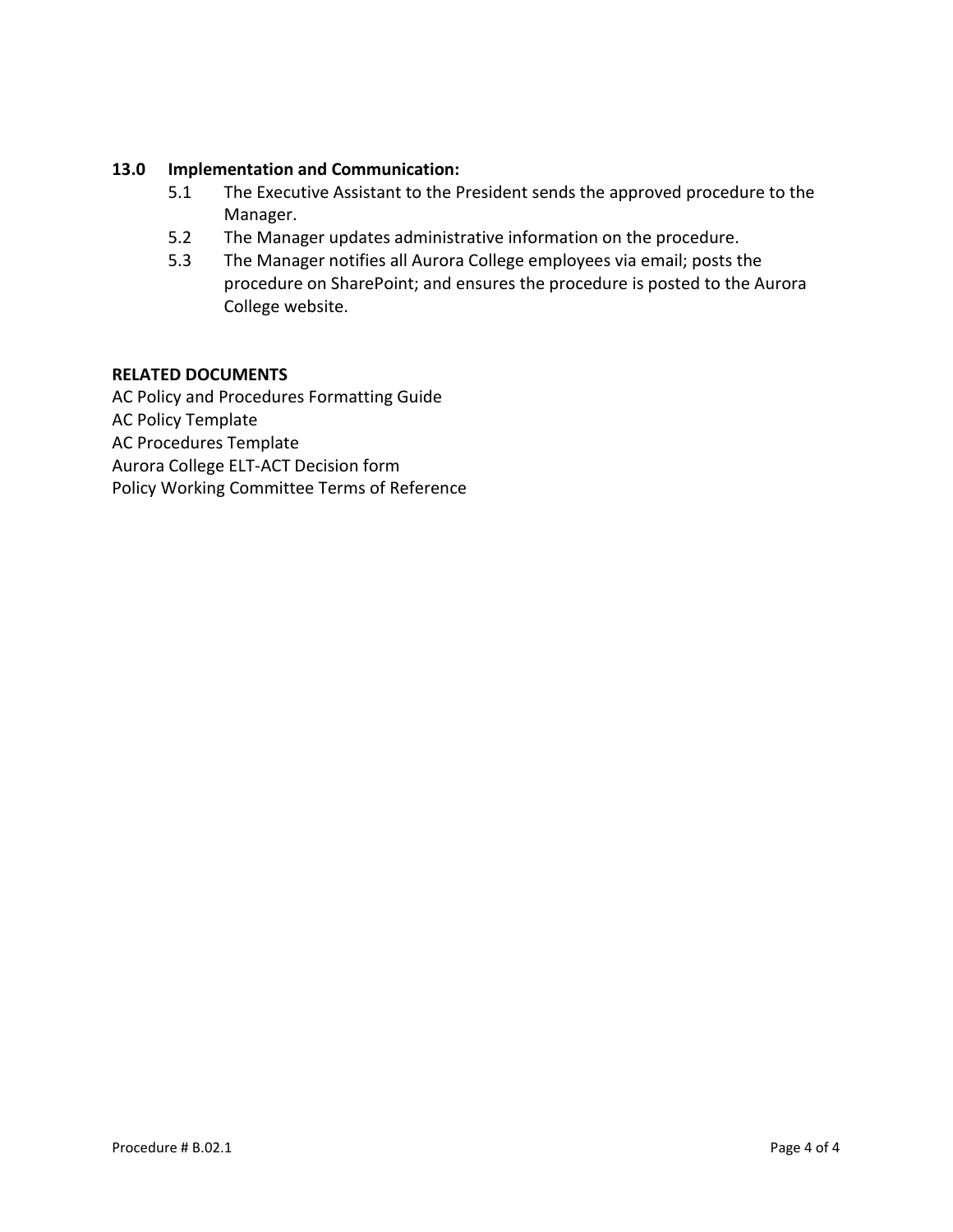**13.0 Implementation and Communication:**

5.1 The Executive Assistant to the President sends the approved procedure to the Manager.

5.2 The Manager updates administrative information on the procedure.

5.3 The Manager notifies all Aurora College employees via email; posts the procedure on SharePoint; and ensures the procedure is posted to the Aurora College website.

**RELATED DOCUMENTS**

AC Policy and Procedures Formatting Guide
AC Policy Template
AC Procedures Template
Aurora College ELT-ACT Decision form
Policy Working Committee Terms of Reference